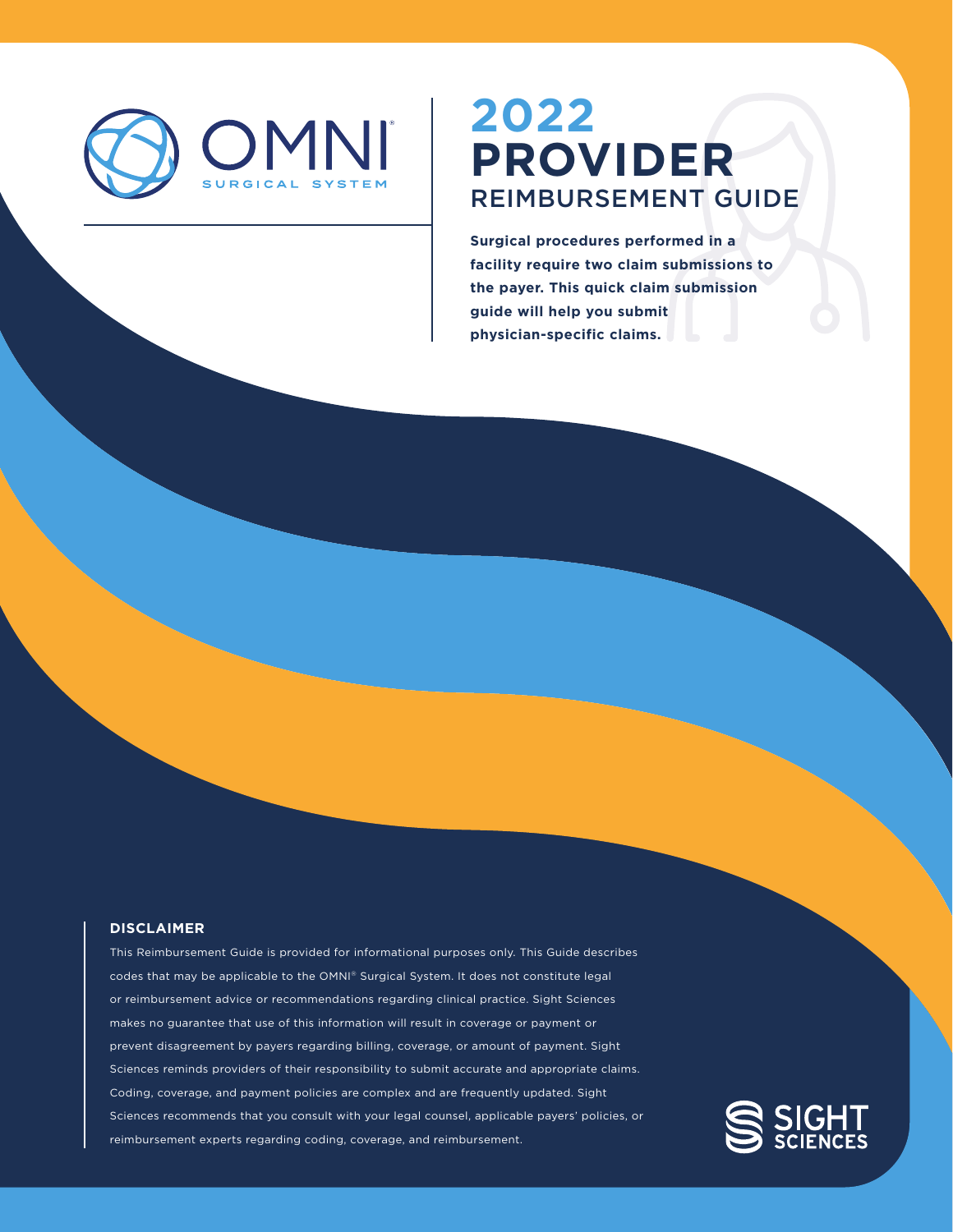OMNI® SURGICAL SYSTEM

# 2022 PROVIDER REIMBURSEMENT GUIDE

**Surgical procedures performed in a facility require two claim submissions to the payer. This quick claim submission guide will help you submit physician-specific claims.**

**DISCLAIMER**

This Reimbursement Guide is provided for informational purposes only. This Guide describes codes that may be applicable to the OMNI® Surgical System. It does not constitute legal or reimbursement advice or recommendations regarding clinical practice. Sight Sciences makes no guarantee that use of this information will result in coverage or payment or prevent disagreement by payers regarding billing, coverage, or amount of payment. Sight Sciences reminds providers of their responsibility to submit accurate and appropriate claims. Coding, coverage, and payment policies are complex and are frequently updated. Sight Sciences recommends that you consult with your legal counsel, applicable payers' policies, or reimbursement experts regarding coding, coverage, and reimbursement.

SIGHT SCIENCES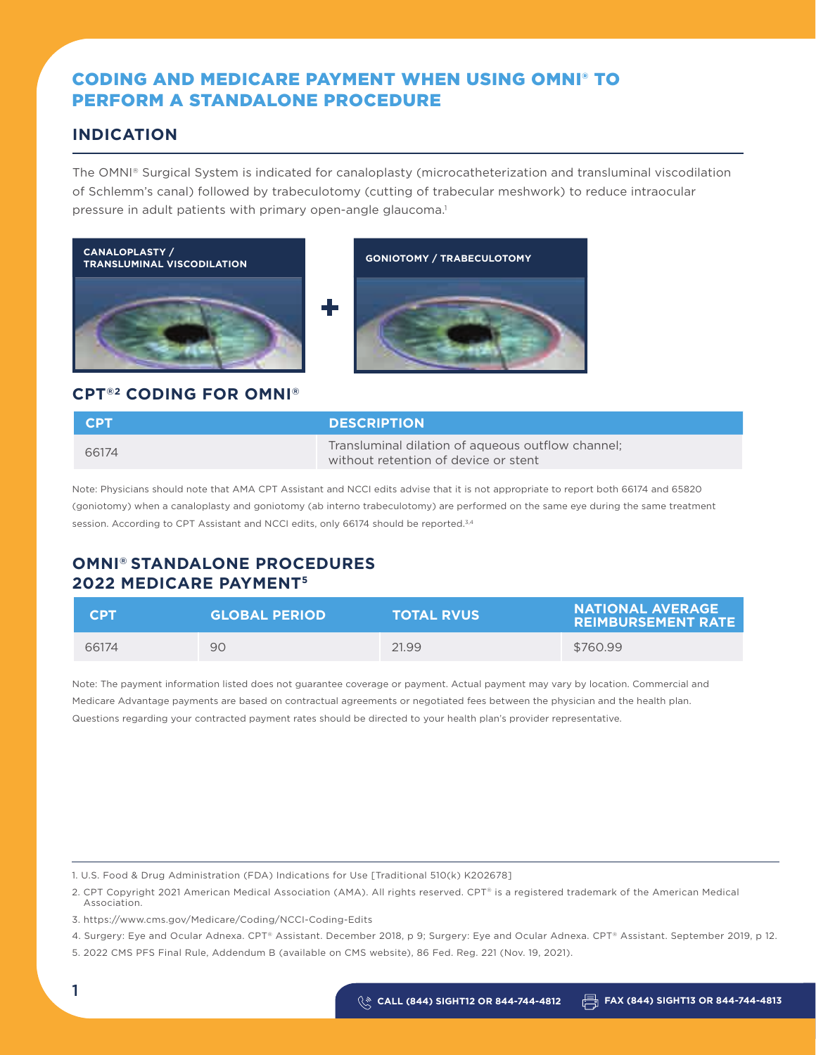# CODING AND MEDICARE PAYMENT WHEN USING OMNI® TO PERFORM A STANDALONE PROCEDURE

## INDICATION

The OMNI® Surgical System is indicated for canaloplasty (microcatheterization and transluminal viscodilation of Schlemm's canal) followed by trabeculotomy (cutting of trabecular meshwork) to reduce intraocular pressure in adult patients with primary open-angle glaucoma.[1]

**CANALOPLASTY / TRANSLUMINAL VISCODILATION** + **GONIOTOMY / TRABECULOTOMY**

## CPT®[2] CODING FOR OMNI®

| CPT | DESCRIPTION |
|---|---|
| 66174 | Transluminal dilation of aqueous outflow channel; without retention of device or stent |

Note: Physicians should note that AMA CPT Assistant and NCCI edits advise that it is not appropriate to report both 66174 and 65820 (goniotomy) when a canaloplasty and goniotomy (ab interno trabeculotomy) are performed on the same eye during the same treatment session. According to CPT Assistant and NCCI edits, only 66174 should be reported.[3,4]

## OMNI® STANDALONE PROCEDURES 2022 MEDICARE PAYMENT[5]

| CPT | GLOBAL PERIOD | TOTAL RVUS | NATIONAL AVERAGE REIMBURSEMENT RATE |
|---|---|---|---|
| 66174 | 90 | 21.99 | $760.99 |

Note: The payment information listed does not guarantee coverage or payment. Actual payment may vary by location. Commercial and Medicare Advantage payments are based on contractual agreements or negotiated fees between the physician and the health plan. Questions regarding your contracted payment rates should be directed to your health plan's provider representative.

1. U.S. Food & Drug Administration (FDA) Indications for Use [Traditional 510(k) K202678]
2. CPT Copyright 2021 American Medical Association (AMA). All rights reserved. CPT® is a registered trademark of the American Medical Association.
3. https://www.cms.gov/Medicare/Coding/NCCI-Coding-Edits
4. Surgery: Eye and Ocular Adnexa. CPT® Assistant. December 2018, p 9; Surgery: Eye and Ocular Adnexa. CPT® Assistant. September 2019, p 12.
5. 2022 CMS PFS Final Rule, Addendum B (available on CMS website), 86 Fed. Reg. 221 (Nov. 19, 2021).

CALL (844) SIGHT12 OR 844-744-4812 FAX (844) SIGHT13 OR 844-744-4813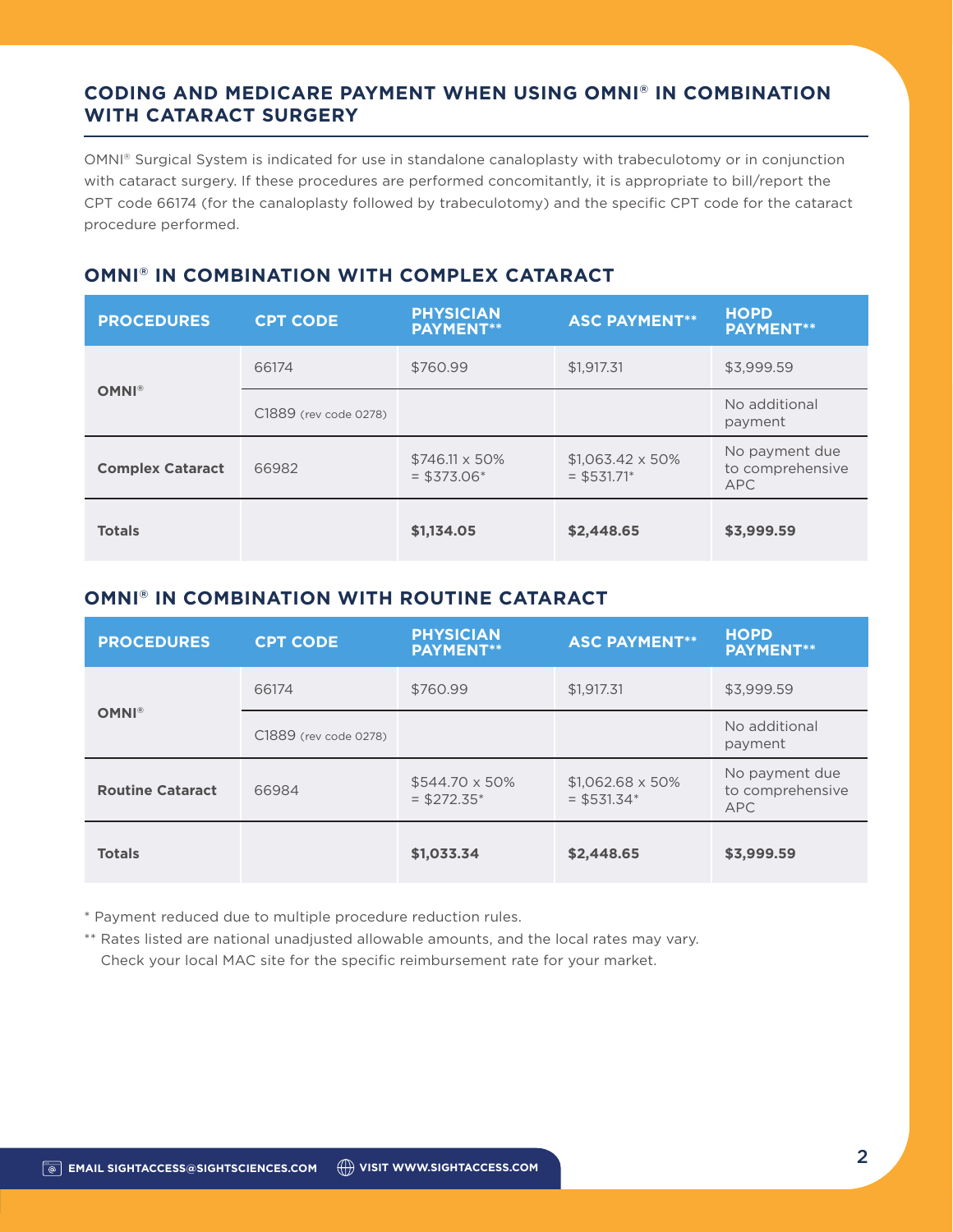## CODING AND MEDICARE PAYMENT WHEN USING OMNI® IN COMBINATION WITH CATARACT SURGERY

OMNI® Surgical System is indicated for use in standalone canaloplasty with trabeculotomy or in conjunction with cataract surgery. If these procedures are performed concomitantly, it is appropriate to bill/report the CPT code 66174 (for the canaloplasty followed by trabeculotomy) and the specific CPT code for the cataract procedure performed.

### OMNI® IN COMBINATION WITH COMPLEX CATARACT

| PROCEDURES | CPT CODE | PHYSICIAN PAYMENT** | ASC PAYMENT** | HOPD PAYMENT** |
|---|---|---|---|---|
| **OMNI®** | 66174 | $760.99 | $1,917.31 | $3,999.59 |
| | C1889 (rev code 0278) | | | No additional payment |
| **Complex Cataract** | 66982 | $746.11 x 50% = $373.06* | $1,063.42 x 50% = $531.71* | No payment due to comprehensive APC |
| **Totals** | | **$1,134.05** | **$2,448.65** | **$3,999.59** |

### OMNI® IN COMBINATION WITH ROUTINE CATARACT

| PROCEDURES | CPT CODE | PHYSICIAN PAYMENT** | ASC PAYMENT** | HOPD PAYMENT** |
|---|---|---|---|---|
| **OMNI®** | 66174 | $760.99 | $1,917.31 | $3,999.59 |
| | C1889 (rev code 0278) | | | No additional payment |
| **Routine Cataract** | 66984 | $544.70 x 50% = $272.35* | $1,062.68 x 50% = $531.34* | No payment due to comprehensive APC |
| **Totals** | | **$1,033.34** | **$2,448.65** | **$3,999.59** |

* Payment reduced due to multiple procedure reduction rules.

** Rates listed are national unadjusted allowable amounts, and the local rates may vary. Check your local MAC site for the specific reimbursement rate for your market.

EMAIL SIGHTACCESS@SIGHTSCIENCES.COM VISIT WWW.SIGHTACCESS.COM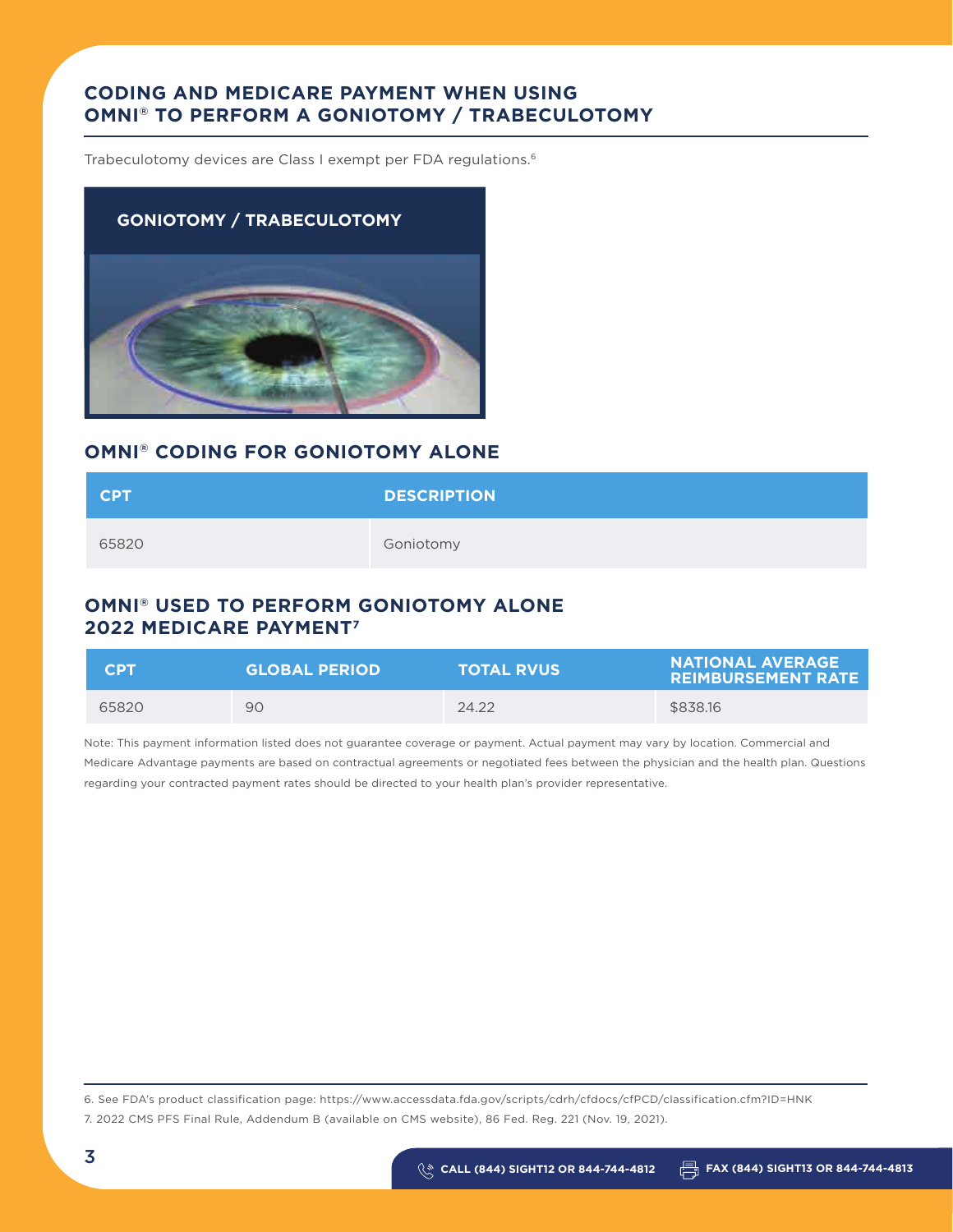# CODING AND MEDICARE PAYMENT WHEN USING OMNI® TO PERFORM A GONIOTOMY / TRABECULOTOMY

Trabeculotomy devices are Class I exempt per FDA regulations.[6]

**GONIOTOMY / TRABECULOTOMY**

## OMNI® CODING FOR GONIOTOMY ALONE

| CPT | DESCRIPTION |
| --- | --- |
| 65820 | Goniotomy |

## OMNI® USED TO PERFORM GONIOTOMY ALONE 2022 MEDICARE PAYMENT[7]

| CPT | GLOBAL PERIOD | TOTAL RVUS | NATIONAL AVERAGE REIMBURSEMENT RATE |
| --- | --- | --- | --- |
| 65820 | 90 | 24.22 | $838.16 |

Note: This payment information listed does not guarantee coverage or payment. Actual payment may vary by location. Commercial and Medicare Advantage payments are based on contractual agreements or negotiated fees between the physician and the health plan. Questions regarding your contracted payment rates should be directed to your health plan's provider representative.

6. See FDA's product classification page: https://www.accessdata.fda.gov/scripts/cdrh/cfdocs/cfPCD/classification.cfm?ID=HNK
7. 2022 CMS PFS Final Rule, Addendum B (available on CMS website), 86 Fed. Reg. 221 (Nov. 19, 2021).

CALL (844) SIGHT12 OR 844-744-4812 FAX (844) SIGHT13 OR 844-744-4813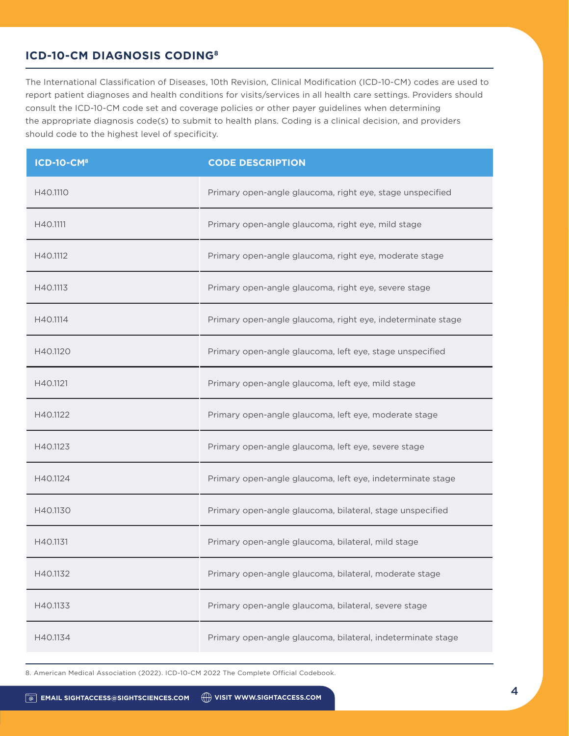## ICD-10-CM DIAGNOSIS CODING[8]

The International Classification of Diseases, 10th Revision, Clinical Modification (ICD-10-CM) codes are used to report patient diagnoses and health conditions for visits/services in all health care settings. Providers should consult the ICD-10-CM code set and coverage policies or other payer guidelines when determining the appropriate diagnosis code(s) to submit to health plans. Coding is a clinical decision, and providers should code to the highest level of specificity.

| ICD-10-CM[8] | CODE DESCRIPTION |
|---|---|
| H40.1110 | Primary open-angle glaucoma, right eye, stage unspecified |
| H40.1111 | Primary open-angle glaucoma, right eye, mild stage |
| H40.1112 | Primary open-angle glaucoma, right eye, moderate stage |
| H40.1113 | Primary open-angle glaucoma, right eye, severe stage |
| H40.1114 | Primary open-angle glaucoma, right eye, indeterminate stage |
| H40.1120 | Primary open-angle glaucoma, left eye, stage unspecified |
| H40.1121 | Primary open-angle glaucoma, left eye, mild stage |
| H40.1122 | Primary open-angle glaucoma, left eye, moderate stage |
| H40.1123 | Primary open-angle glaucoma, left eye, severe stage |
| H40.1124 | Primary open-angle glaucoma, left eye, indeterminate stage |
| H40.1130 | Primary open-angle glaucoma, bilateral, stage unspecified |
| H40.1131 | Primary open-angle glaucoma, bilateral, mild stage |
| H40.1132 | Primary open-angle glaucoma, bilateral, moderate stage |
| H40.1133 | Primary open-angle glaucoma, bilateral, severe stage |
| H40.1134 | Primary open-angle glaucoma, bilateral, indeterminate stage |

8. American Medical Association (2022). ICD-10-CM 2022 The Complete Official Codebook.

EMAIL SIGHTACCESS@SIGHTSCIENCES.COM | VISIT WWW.SIGHTACCESS.COM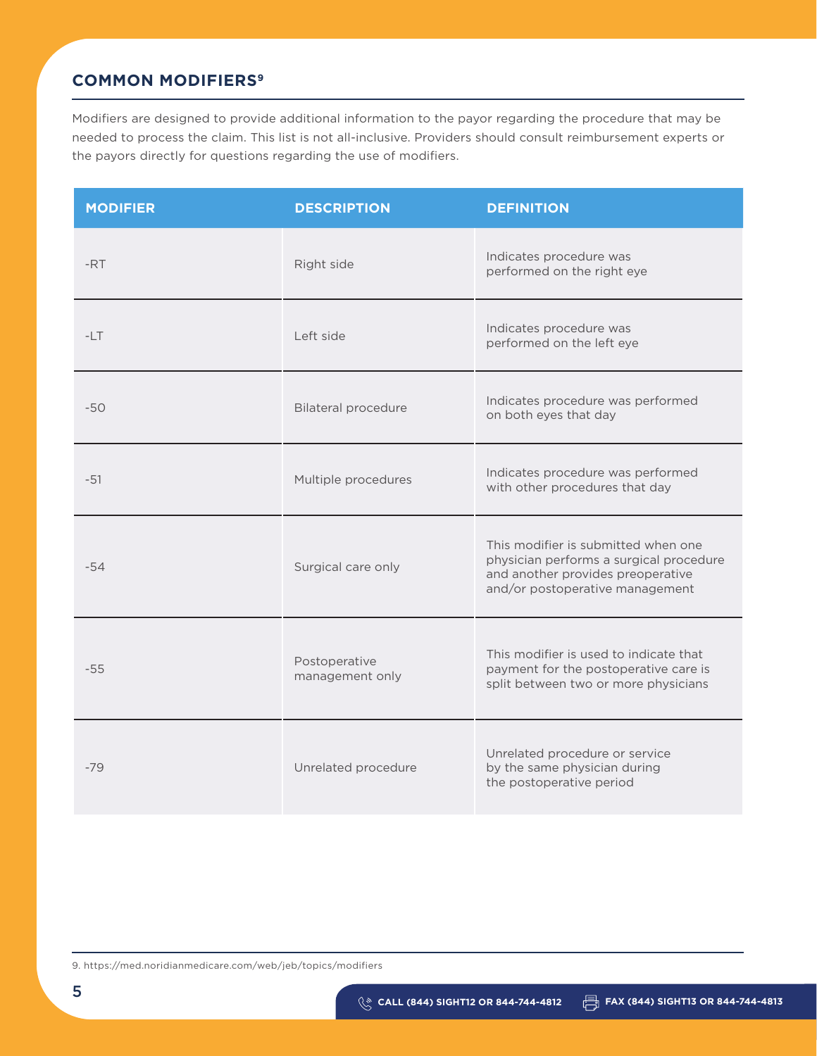## COMMON MODIFIERS[9]

Modifiers are designed to provide additional information to the payor regarding the procedure that may be needed to process the claim. This list is not all-inclusive. Providers should consult reimbursement experts or the payors directly for questions regarding the use of modifiers.

| MODIFIER | DESCRIPTION | DEFINITION |
|---|---|---|
| -RT | Right side | Indicates procedure was performed on the right eye |
| -LT | Left side | Indicates procedure was performed on the left eye |
| -50 | Bilateral procedure | Indicates procedure was performed on both eyes that day |
| -51 | Multiple procedures | Indicates procedure was performed with other procedures that day |
| -54 | Surgical care only | This modifier is submitted when one physician performs a surgical procedure and another provides preoperative and/or postoperative management |
| -55 | Postoperative management only | This modifier is used to indicate that payment for the postoperative care is split between two or more physicians |
| -79 | Unrelated procedure | Unrelated procedure or service by the same physician during the postoperative period |

9. https://med.noridianmedicare.com/web/jeb/topics/modifiers

CALL (844) SIGHT12 OR 844-744-4812 FAX (844) SIGHT13 OR 844-744-4813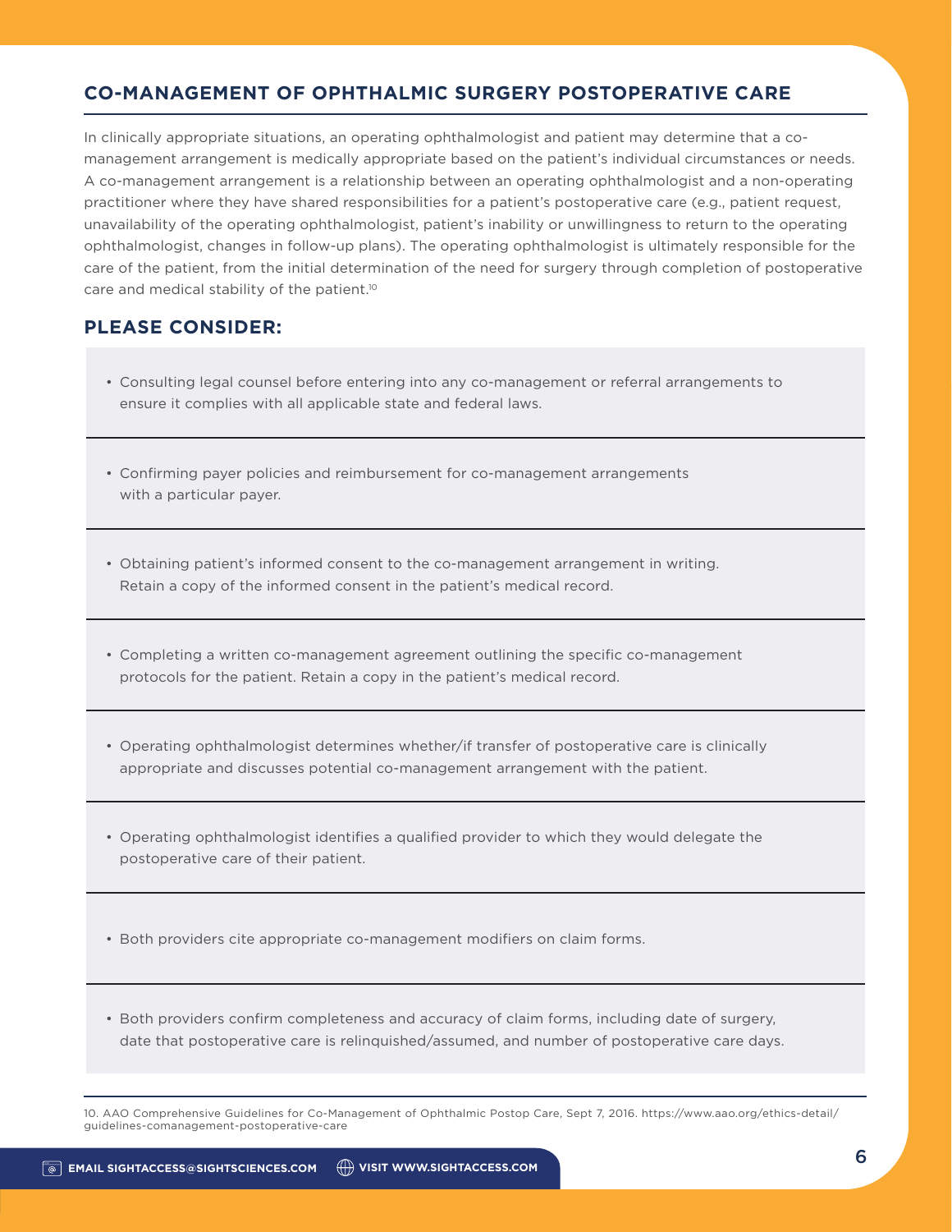## CO-MANAGEMENT OF OPHTHALMIC SURGERY POSTOPERATIVE CARE

In clinically appropriate situations, an operating ophthalmologist and patient may determine that a co-management arrangement is medically appropriate based on the patient's individual circumstances or needs. A co-management arrangement is a relationship between an operating ophthalmologist and a non-operating practitioner where they have shared responsibilities for a patient's postoperative care (e.g., patient request, unavailability of the operating ophthalmologist, patient's inability or unwillingness to return to the operating ophthalmologist, changes in follow-up plans). The operating ophthalmologist is ultimately responsible for the care of the patient, from the initial determination of the need for surgery through completion of postoperative care and medical stability of the patient.[10]

## PLEASE CONSIDER:

- Consulting legal counsel before entering into any co-management or referral arrangements to ensure it complies with all applicable state and federal laws.
- Confirming payer policies and reimbursement for co-management arrangements with a particular payer.
- Obtaining patient's informed consent to the co-management arrangement in writing. Retain a copy of the informed consent in the patient's medical record.
- Completing a written co-management agreement outlining the specific co-management protocols for the patient. Retain a copy in the patient's medical record.
- Operating ophthalmologist determines whether/if transfer of postoperative care is clinically appropriate and discusses potential co-management arrangement with the patient.
- Operating ophthalmologist identifies a qualified provider to which they would delegate the postoperative care of their patient.
- Both providers cite appropriate co-management modifiers on claim forms.
- Both providers confirm completeness and accuracy of claim forms, including date of surgery, date that postoperative care is relinquished/assumed, and number of postoperative care days.

10. AAO Comprehensive Guidelines for Co-Management of Ophthalmic Postop Care, Sept 7, 2016. https://www.aao.org/ethics-detail/guidelines-comanagement-postoperative-care

EMAIL SIGHTACCESS@SIGHTSCIENCES.COM VISIT WWW.SIGHTACCESS.COM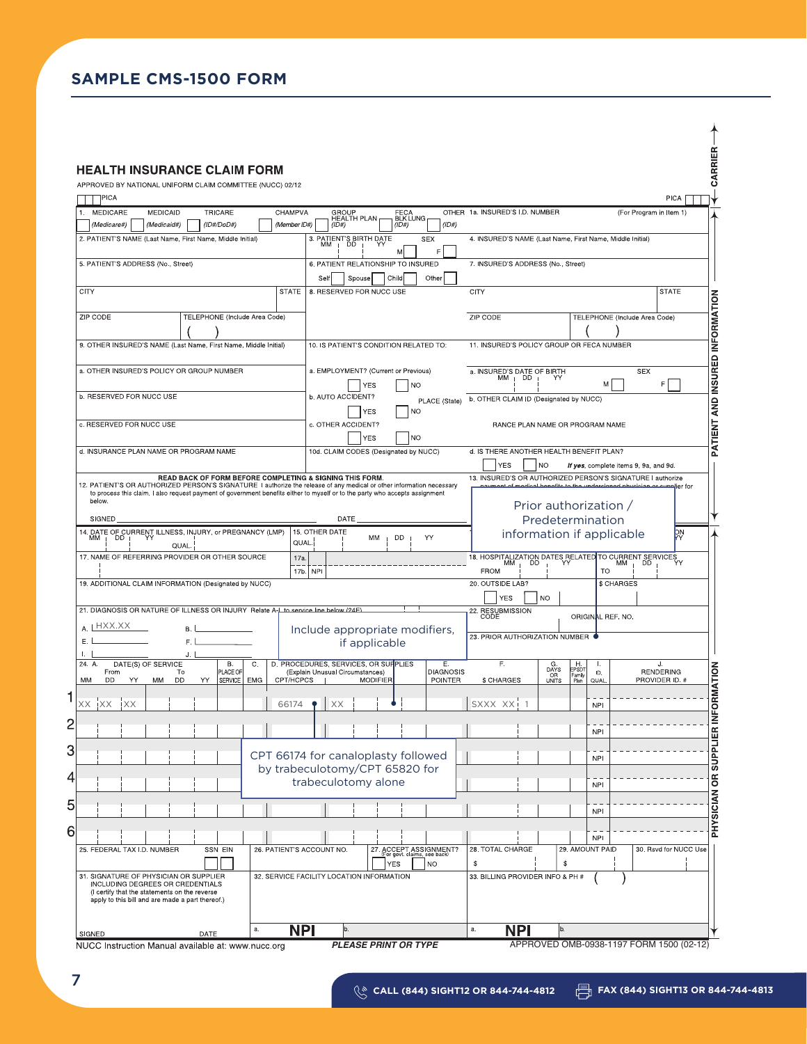## SAMPLE CMS-1500 FORM

**HEALTH INSURANCE CLAIM FORM**

APPROVED BY NATIONAL UNIFORM CLAIM COMMITTEE (NUCC) 02/12

PICA | PICA | CARRIER

**PATIENT AND INSURED INFORMATION**

1. MEDICARE (Medicare#) | MEDICAID (Medicaid#) | TRICARE (ID#/DoD#) | CHAMPVA (Member ID#) | GROUP HEALTH PLAN (ID#) | FECA BLK LUNG (ID#) | OTHER (ID#)

1a. INSURED'S I.D. NUMBER (For Program in Item 1)

2. PATIENT'S NAME (Last Name, First Name, Middle Initial)

3. PATIENT'S BIRTH DATE MM DD YY | SEX M F

4. INSURED'S NAME (Last Name, First Name, Middle Initial)

5. PATIENT'S ADDRESS (No., Street)

6. PATIENT RELATIONSHIP TO INSURED: Self | Spouse | Child | Other

7. INSURED'S ADDRESS (No., Street)

CITY | STATE

8. RESERVED FOR NUCC USE

CITY | STATE

ZIP CODE | TELEPHONE (Include Area Code) ( )

ZIP CODE | TELEPHONE (Include Area Code) ( )

9. OTHER INSURED'S NAME (Last Name, First Name, Middle Initial)

10. IS PATIENT'S CONDITION RELATED TO:

11. INSURED'S POLICY GROUP OR FECA NUMBER

a. OTHER INSURED'S POLICY OR GROUP NUMBER

a. EMPLOYMENT? (Current or Previous) YES NO

a. INSURED'S DATE OF BIRTH MM DD YY | SEX M F

b. RESERVED FOR NUCC USE

b. AUTO ACCIDENT? YES NO | PLACE (State)

b. OTHER CLAIM ID (Designated by NUCC)

c. RESERVED FOR NUCC USE

c. OTHER ACCIDENT? YES NO

c. INSURANCE PLAN NAME OR PROGRAM NAME

d. INSURANCE PLAN NAME OR PROGRAM NAME

10d. CLAIM CODES (Designated by NUCC)

d. IS THERE ANOTHER HEALTH BENEFIT PLAN? YES NO *If yes, complete items 9, 9a, and 9d.*

**READ BACK OF FORM BEFORE COMPLETING & SIGNING THIS FORM.**

12. PATIENT'S OR AUTHORIZED PERSON'S SIGNATURE I authorize the release of any medical or other information necessary to process this claim. I also request payment of government benefits either to myself or to the party who accepts assignment below.

SIGNED ______ DATE ______

13. INSURED'S OR AUTHORIZED PERSON'S SIGNATURE I authorize payment of medical benefits to the undersigned physician or supplier for

> Prior authorization / Predetermination information if applicable

14. DATE OF CURRENT ILLNESS, INJURY, or PREGNANCY (LMP) MM DD YY QUAL.

15. OTHER DATE QUAL. MM DD YY

17. NAME OF REFERRING PROVIDER OR OTHER SOURCE | 17a. | 17b. NPI

18. HOSPITALIZATION DATES RELATED TO CURRENT SERVICES MM DD YY FROM TO

19. ADDITIONAL CLAIM INFORMATION (Designated by NUCC)

20. OUTSIDE LAB? YES NO | $ CHARGES

21. DIAGNOSIS OR NATURE OF ILLNESS OR INJURY Relate A-L to service line below (24E)

A. HXX.XX B. E. F. I. J.

> Include appropriate modifiers, if applicable

22. RESUBMISSION CODE | ORIGINAL REF. NO.

23. PRIOR AUTHORIZATION NUMBER

**PHYSICIAN OR SUPPLIER INFORMATION**

| | 24. A. DATE(S) OF SERVICE From MM DD YY | To MM DD YY | B. PLACE OF SERVICE | C. EMG | D. PROCEDURES, SERVICES, OR SUPPLIES (Explain Unusual Circumstances) CPT/HCPCS | MODIFIER | E. DIAGNOSIS POINTER | F. $ CHARGES | G. DAYS OR UNITS | H. EPSDT Family Plan | I. ID. QUAL. | J. RENDERING PROVIDER ID. # |
|---|---|---|---|---|---|---|---|---|---|---|---|---|
| 1 | XX XX XX | | | | 66174 | XX | | $XXX XX | 1 | | NPI | |
| 2 | | | | | | | | | | | NPI | |
| 3 | | | | | | | | | | | NPI | |
| 4 | | | | | | | | | | | NPI | |
| 5 | | | | | | | | | | | NPI | |
| 6 | | | | | | | | | | | NPI | |

> CPT 66174 for canaloplasty followed by trabeculotomy/CPT 65820 for trabeculotomy alone

25. FEDERAL TAX I.D. NUMBER SSN EIN

26. PATIENT'S ACCOUNT NO.

27. ACCEPT ASSIGNMENT? (For govt. claims, see back) YES NO

28. TOTAL CHARGE $

29. AMOUNT PAID $

30. Rsvd for NUCC Use

31. SIGNATURE OF PHYSICIAN OR SUPPLIER INCLUDING DEGREES OR CREDENTIALS (I certify that the statements on the reverse apply to this bill and are made a part thereof.)

SIGNED ______ DATE ______

32. SERVICE FACILITY LOCATION INFORMATION a. NPI b.

33. BILLING PROVIDER INFO & PH # ( ) a. NPI b.

NUCC Instruction Manual available at: www.nucc.org | *PLEASE PRINT OR TYPE* | APPROVED OMB-0938-1197 FORM 1500 (02-12)

CALL (844) SIGHT12 OR 844-744-4812 | FAX (844) SIGHT13 OR 844-744-4813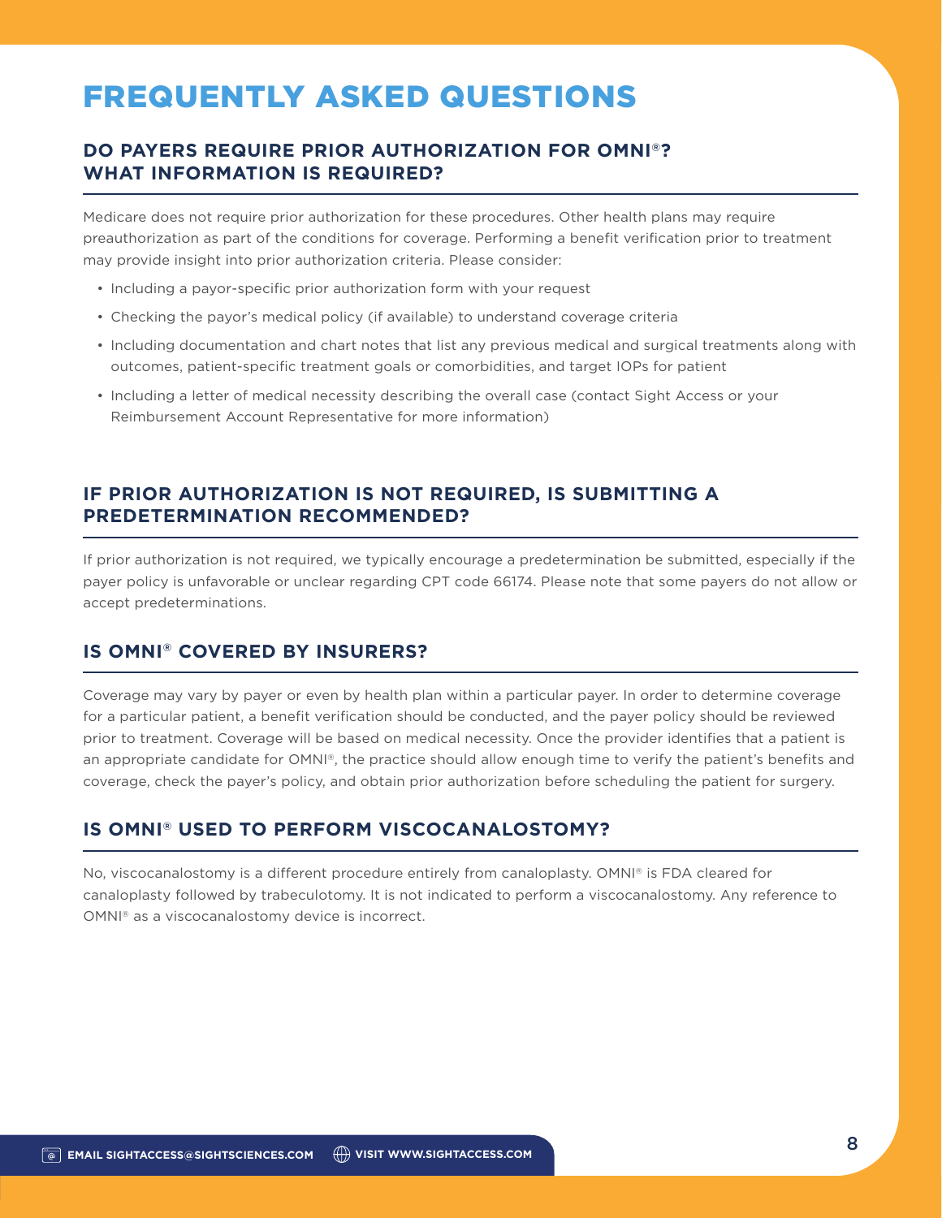# FREQUENTLY ASKED QUESTIONS

## DO PAYERS REQUIRE PRIOR AUTHORIZATION FOR OMNI®? WHAT INFORMATION IS REQUIRED?

Medicare does not require prior authorization for these procedures. Other health plans may require preauthorization as part of the conditions for coverage. Performing a benefit verification prior to treatment may provide insight into prior authorization criteria. Please consider:

- Including a payor-specific prior authorization form with your request
- Checking the payor's medical policy (if available) to understand coverage criteria
- Including documentation and chart notes that list any previous medical and surgical treatments along with outcomes, patient-specific treatment goals or comorbidities, and target IOPs for patient
- Including a letter of medical necessity describing the overall case (contact Sight Access or your Reimbursement Account Representative for more information)

## IF PRIOR AUTHORIZATION IS NOT REQUIRED, IS SUBMITTING A PREDETERMINATION RECOMMENDED?

If prior authorization is not required, we typically encourage a predetermination be submitted, especially if the payer policy is unfavorable or unclear regarding CPT code 66174. Please note that some payers do not allow or accept predeterminations.

## IS OMNI® COVERED BY INSURERS?

Coverage may vary by payer or even by health plan within a particular payer. In order to determine coverage for a particular patient, a benefit verification should be conducted, and the payer policy should be reviewed prior to treatment. Coverage will be based on medical necessity. Once the provider identifies that a patient is an appropriate candidate for OMNI®, the practice should allow enough time to verify the patient's benefits and coverage, check the payer's policy, and obtain prior authorization before scheduling the patient for surgery.

## IS OMNI® USED TO PERFORM VISCOCANALOSTOMY?

No, viscocanalostomy is a different procedure entirely from canaloplasty. OMNI® is FDA cleared for canaloplasty followed by trabeculotomy. It is not indicated to perform a viscocanalostomy. Any reference to OMNI® as a viscocanalostomy device is incorrect.

EMAIL SIGHTACCESS@SIGHTSCIENCES.COM VISIT WWW.SIGHTACCESS.COM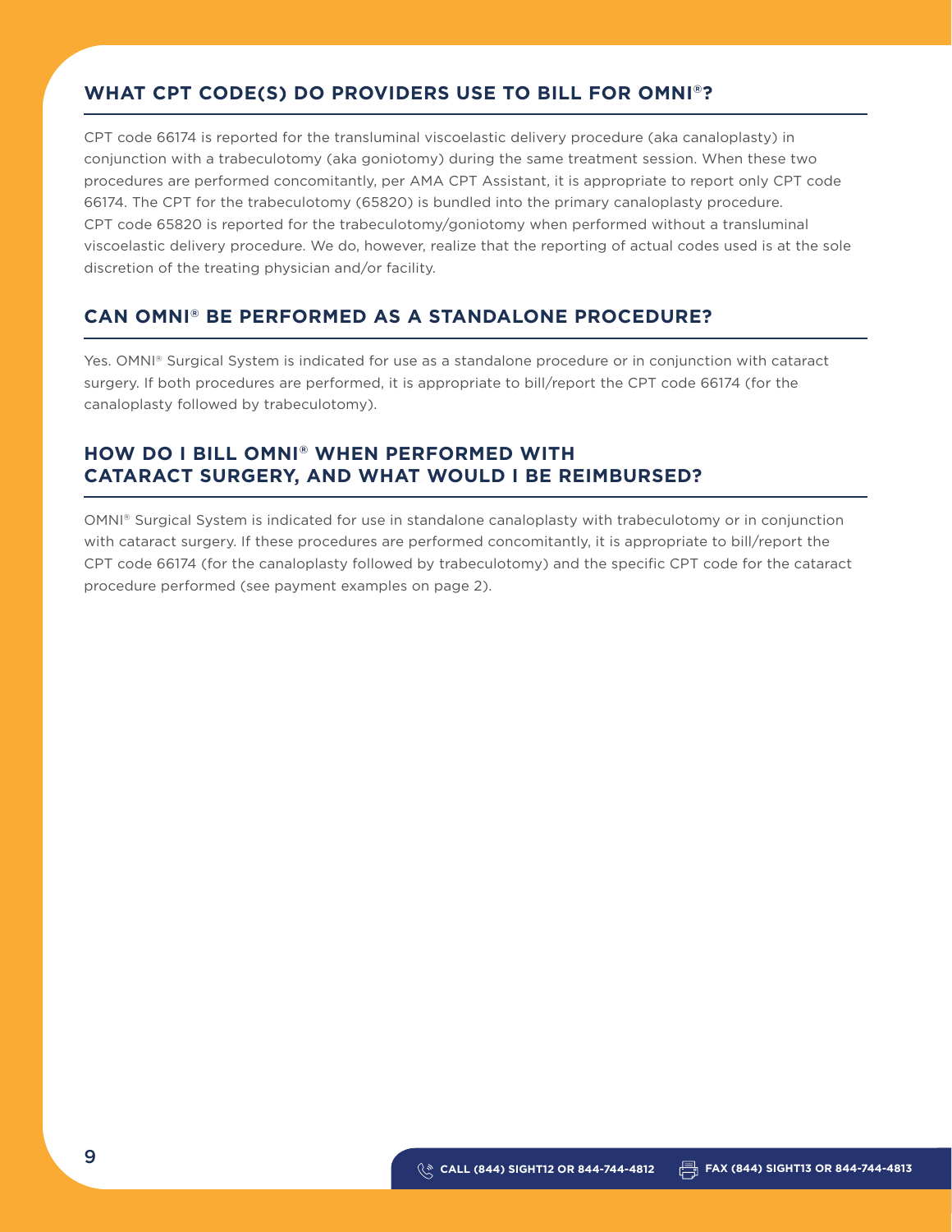## WHAT CPT CODE(S) DO PROVIDERS USE TO BILL FOR OMNI®?

CPT code 66174 is reported for the transluminal viscoelastic delivery procedure (aka canaloplasty) in conjunction with a trabeculotomy (aka goniotomy) during the same treatment session. When these two procedures are performed concomitantly, per AMA CPT Assistant, it is appropriate to report only CPT code 66174. The CPT for the trabeculotomy (65820) is bundled into the primary canaloplasty procedure. CPT code 65820 is reported for the trabeculotomy/goniotomy when performed without a transluminal viscoelastic delivery procedure. We do, however, realize that the reporting of actual codes used is at the sole discretion of the treating physician and/or facility.

## CAN OMNI® BE PERFORMED AS A STANDALONE PROCEDURE?

Yes. OMNI® Surgical System is indicated for use as a standalone procedure or in conjunction with cataract surgery. If both procedures are performed, it is appropriate to bill/report the CPT code 66174 (for the canaloplasty followed by trabeculotomy).

## HOW DO I BILL OMNI® WHEN PERFORMED WITH CATARACT SURGERY, AND WHAT WOULD I BE REIMBURSED?

OMNI® Surgical System is indicated for use in standalone canaloplasty with trabeculotomy or in conjunction with cataract surgery. If these procedures are performed concomitantly, it is appropriate to bill/report the CPT code 66174 (for the canaloplasty followed by trabeculotomy) and the specific CPT code for the cataract procedure performed (see payment examples on page 2).

CALL (844) SIGHT12 OR 844-744-4812 FAX (844) SIGHT13 OR 844-744-4813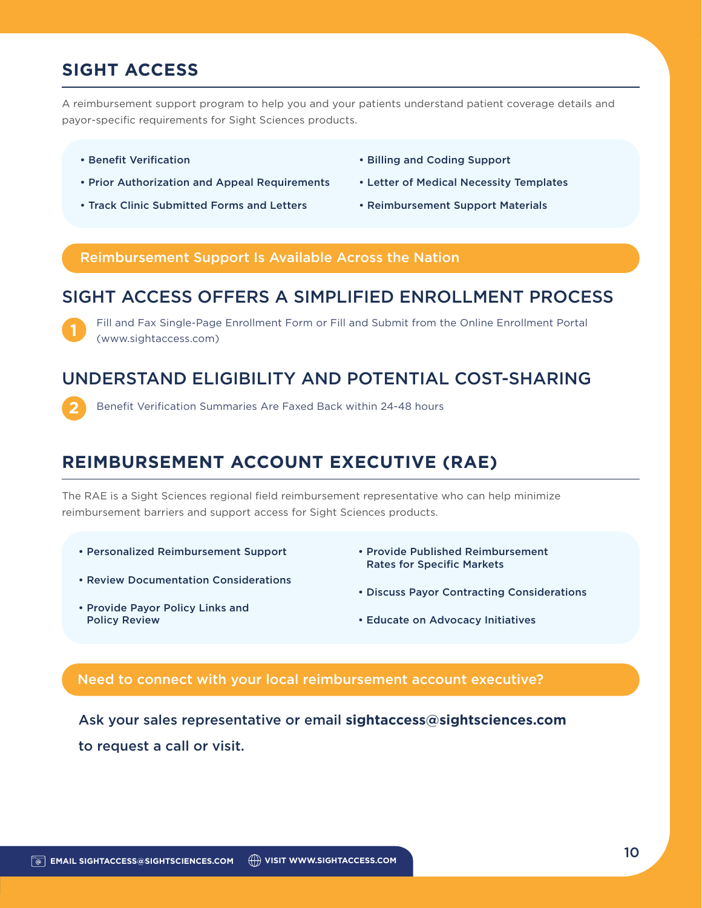## SIGHT ACCESS

A reimbursement support program to help you and your patients understand patient coverage details and payor-specific requirements for Sight Sciences products.

- **Benefit Verification**
- **Prior Authorization and Appeal Requirements**
- **Track Clinic Submitted Forms and Letters**
- **Billing and Coding Support**
- **Letter of Medical Necessity Templates**
- **Reimbursement Support Materials**

**Reimbursement Support Is Available Across the Nation**

### SIGHT ACCESS OFFERS A SIMPLIFIED ENROLLMENT PROCESS

1. Fill and Fax Single-Page Enrollment Form or Fill and Submit from the Online Enrollment Portal (www.sightaccess.com)

### UNDERSTAND ELIGIBILITY AND POTENTIAL COST-SHARING

2. Benefit Verification Summaries Are Faxed Back within 24-48 hours

## REIMBURSEMENT ACCOUNT EXECUTIVE (RAE)

The RAE is a Sight Sciences regional field reimbursement representative who can help minimize reimbursement barriers and support access for Sight Sciences products.

- **Personalized Reimbursement Support**
- **Review Documentation Considerations**
- **Provide Payor Policy Links and Policy Review**
- **Provide Published Reimbursement Rates for Specific Markets**
- **Discuss Payor Contracting Considerations**
- **Educate on Advocacy Initiatives**

**Need to connect with your local reimbursement account executive?**

Ask your sales representative or email **sightaccess@sightsciences.com** to request a call or visit.

EMAIL SIGHTACCESS@SIGHTSCIENCES.COM VISIT WWW.SIGHTACCESS.COM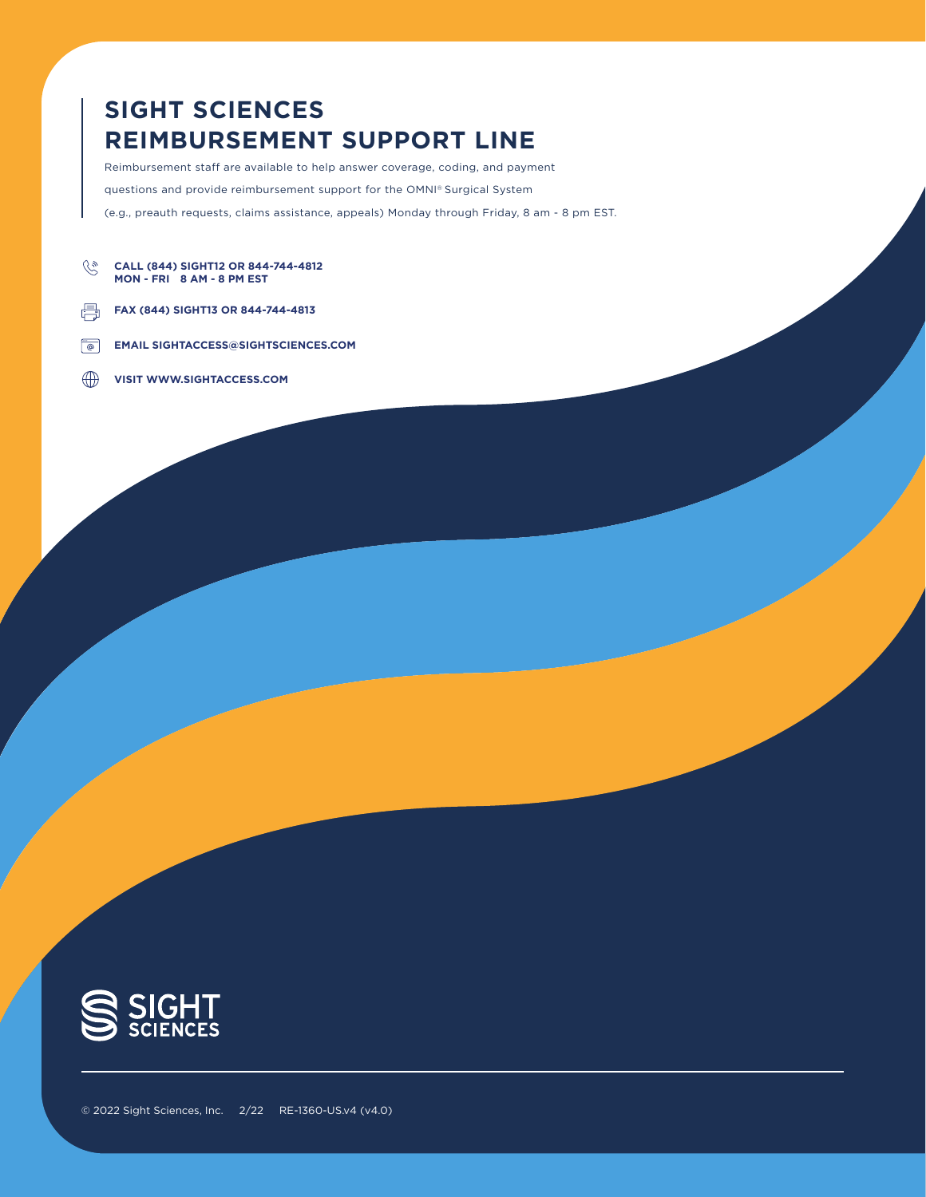# SIGHT SCIENCES REIMBURSEMENT SUPPORT LINE

Reimbursement staff are available to help answer coverage, coding, and payment questions and provide reimbursement support for the OMNI® Surgical System (e.g., preauth requests, claims assistance, appeals) Monday through Friday, 8 am - 8 pm EST.

**CALL (844) SIGHT12 OR 844-744-4812**
**MON - FRI 8 AM - 8 PM EST**

**FAX (844) SIGHT13 OR 844-744-4813**

**EMAIL SIGHTACCESS@SIGHTSCIENCES.COM**

**VISIT WWW.SIGHTACCESS.COM**

SIGHT SCIENCES

© 2022 Sight Sciences, Inc. 2/22 RE-1360-US.v4 (v4.0)